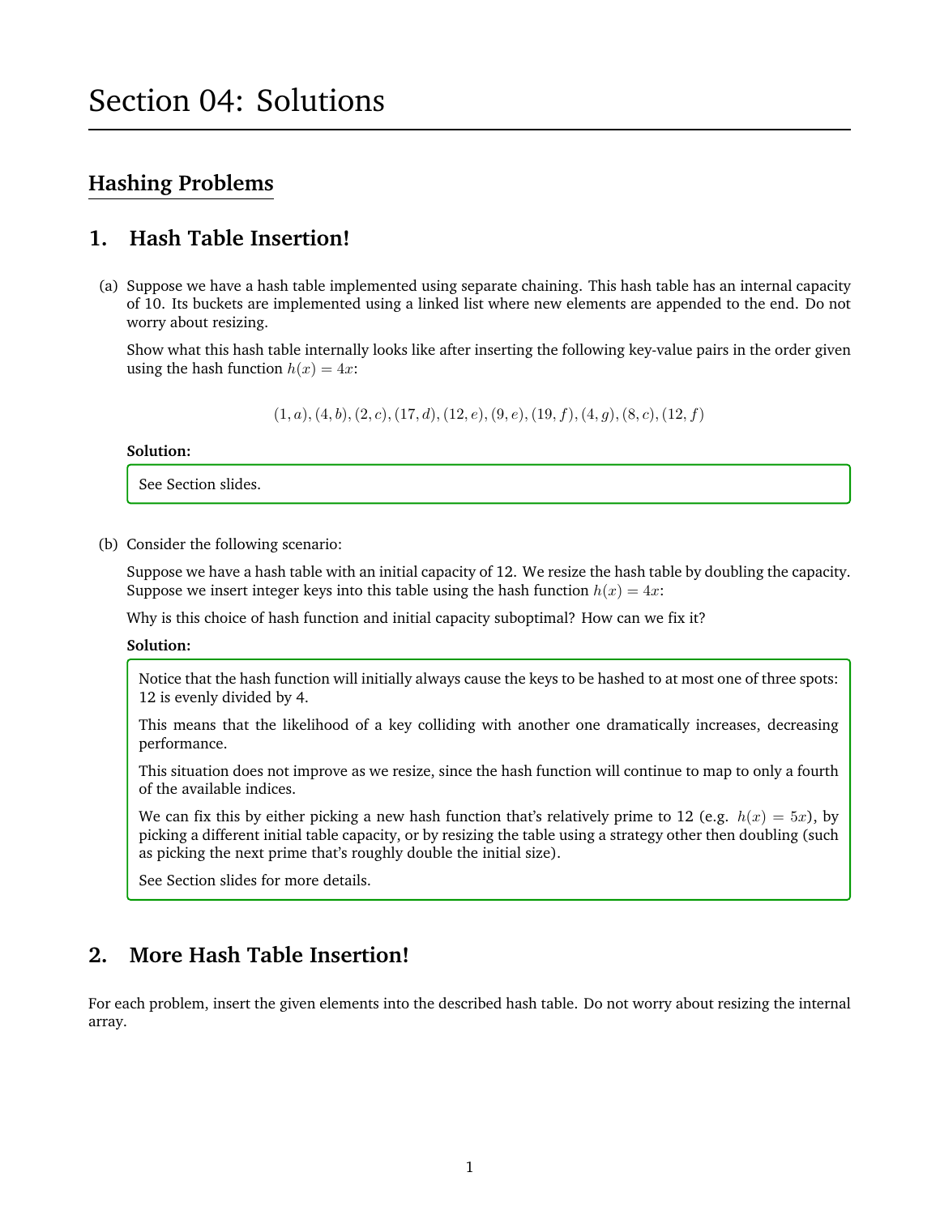# Section 04: Solutions

## Hashing Problems

### 1. Hash Table Insertion!

(a) Suppose we have a hash table implemented using separate chaining. This hash table has an internal capacity of 10. Its buckets are implemented using a linked list where new elements are appended to the end. Do not worry about resizing.

Show what this hash table internally looks like after inserting the following key-value pairs in the order given using the hash function $h(x) = 4x$:

$$(1, a), (4, b), (2, c), (17, d), (12, e), (9, e), (19, f), (4, g), (8, c), (12, f)$$

**Solution:**

See Section slides.

(b) Consider the following scenario:

Suppose we have a hash table with an initial capacity of 12. We resize the hash table by doubling the capacity. Suppose we insert integer keys into this table using the hash function $h(x) = 4x$:

Why is this choice of hash function and initial capacity suboptimal? How can we fix it?

**Solution:**

Notice that the hash function will initially always cause the keys to be hashed to at most one of three spots: 12 is evenly divided by 4.

This means that the likelihood of a key colliding with another one dramatically increases, decreasing performance.

This situation does not improve as we resize, since the hash function will continue to map to only a fourth of the available indices.

We can fix this by either picking a new hash function that's relatively prime to 12 (e.g. $h(x) = 5x$), by picking a different initial table capacity, or by resizing the table using a strategy other then doubling (such as picking the next prime that's roughly double the initial size).

See Section slides for more details.

### 2. More Hash Table Insertion!

For each problem, insert the given elements into the described hash table. Do not worry about resizing the internal array.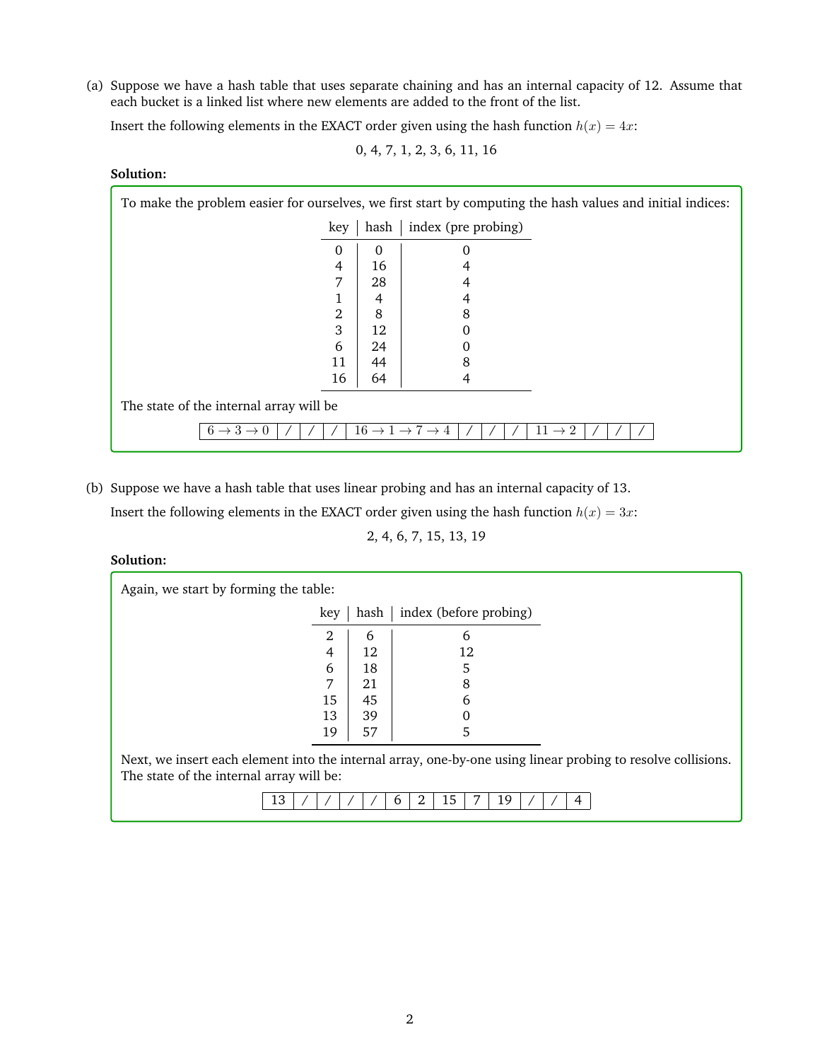(a) Suppose we have a hash table that uses separate chaining and has an internal capacity of 12. Assume that each bucket is a linked list where new elements are added to the front of the list.

Insert the following elements in the EXACT order given using the hash function $h(x) = 4x$:

$$0, 4, 7, 1, 2, 3, 6, 11, 16$$

**Solution:**

To make the problem easier for ourselves, we first start by computing the hash values and initial indices:

| key | hash | index (pre probing) |
|---|---|---|
| 0 | 0 | 0 |
| 4 | 16 | 4 |
| 7 | 28 | 4 |
| 1 | 4 | 4 |
| 2 | 8 | 8 |
| 3 | 12 | 0 |
| 6 | 24 | 0 |
| 11 | 44 | 8 |
| 16 | 64 | 4 |

The state of the internal array will be

| $6 \to 3 \to 0$ | / | / | / | $16 \to 1 \to 7 \to 4$ | / | / | / | $11 \to 2$ | / | / | / |
|---|---|---|---|---|---|---|---|---|---|---|---|

(b) Suppose we have a hash table that uses linear probing and has an internal capacity of 13.

Insert the following elements in the EXACT order given using the hash function $h(x) = 3x$:

$$2, 4, 6, 7, 15, 13, 19$$

**Solution:**

Again, we start by forming the table:

| key | hash | index (before probing) |
|---|---|---|
| 2 | 6 | 6 |
| 4 | 12 | 12 |
| 6 | 18 | 5 |
| 7 | 21 | 8 |
| 15 | 45 | 6 |
| 13 | 39 | 0 |
| 19 | 57 | 5 |

Next, we insert each element into the internal array, one-by-one using linear probing to resolve collisions. The state of the internal array will be:

| 13 | / | / | / | / | / | 6 | 2 | 15 | 7 | 19 | / | / | 4 |
|---|---|---|---|---|---|---|---|---|---|---|---|---|---|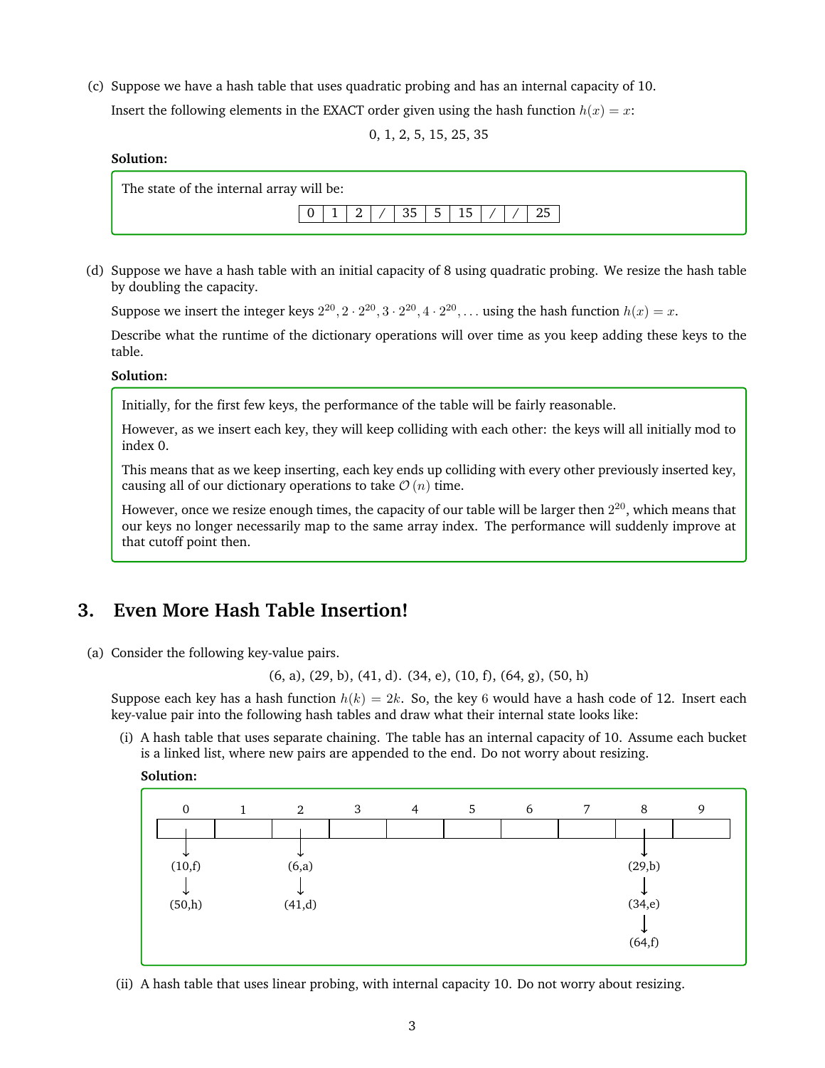(c) Suppose we have a hash table that uses quadratic probing and has an internal capacity of 10.

Insert the following elements in the EXACT order given using the hash function $h(x) = x$:

$$0, 1, 2, 5, 15, 25, 35$$

**Solution:**

The state of the internal array will be:

| 0 | 1 | 2 | / | 35 | 5 | 15 | / | / | 25 |
|---|---|---|---|---|---|---|---|---|---|

(d) Suppose we have a hash table with an initial capacity of 8 using quadratic probing. We resize the hash table by doubling the capacity.

Suppose we insert the integer keys $2^{20}, 2 \cdot 2^{20}, 3 \cdot 2^{20}, 4 \cdot 2^{20}, \ldots$ using the hash function $h(x) = x$.

Describe what the runtime of the dictionary operations will over time as you keep adding these keys to the table.

**Solution:**

Initially, for the first few keys, the performance of the table will be fairly reasonable.

However, as we insert each key, they will keep colliding with each other: the keys will all initially mod to index 0.

This means that as we keep inserting, each key ends up colliding with every other previously inserted key, causing all of our dictionary operations to take $\mathcal{O}(n)$ time.

However, once we resize enough times, the capacity of our table will be larger then $2^{20}$, which means that our keys no longer necessarily map to the same array index. The performance will suddenly improve at that cutoff point then.

## 3. Even More Hash Table Insertion!

(a) Consider the following key-value pairs.

(6, a), (29, b), (41, d). (34, e), (10, f), (64, g), (50, h)

Suppose each key has a hash function $h(k) = 2k$. So, the key $6$ would have a hash code of 12. Insert each key-value pair into the following hash tables and draw what their internal state looks like:

(i) A hash table that uses separate chaining. The table has an internal capacity of 10. Assume each bucket is a linked list, where new pairs are appended to the end. Do not worry about resizing.

**Solution:**

| 0 | 1 | 2 | 3 | 4 | 5 | 6 | 7 | 8 | 9 |
|---|---|---|---|---|---|---|---|---|---|
| (10,f) → (50,h) | | (6,a) → (41,d) | | | | | | (29,b) → (34,e) → (64,f) | |

(ii) A hash table that uses linear probing, with internal capacity 10. Do not worry about resizing.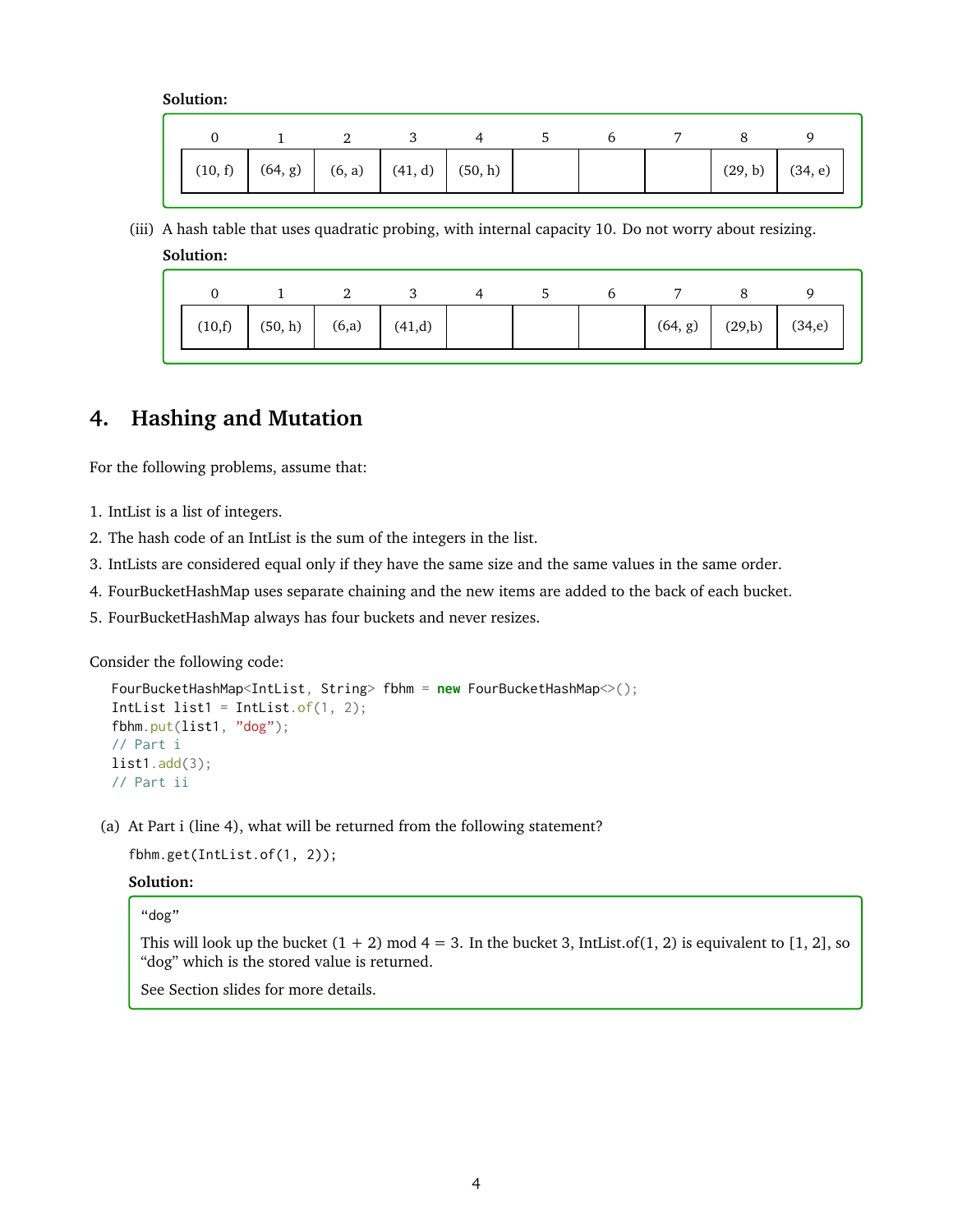**Solution:**

| 0 | 1 | 2 | 3 | 4 | 5 | 6 | 7 | 8 | 9 |
|---|---|---|---|---|---|---|---|---|---|
| (10, f) | (64, g) | (6, a) | (41, d) | (50, h) | | | | (29, b) | (34, e) |

(iii) A hash table that uses quadratic probing, with internal capacity 10. Do not worry about resizing.

**Solution:**

| 0 | 1 | 2 | 3 | 4 | 5 | 6 | 7 | 8 | 9 |
|---|---|---|---|---|---|---|---|---|---|
| (10,f) | (50, h) | (6,a) | (41,d) | | | | (64, g) | (29,b) | (34,e) |

## 4. Hashing and Mutation

For the following problems, assume that:

1. IntList is a list of integers.
2. The hash code of an IntList is the sum of the integers in the list.
3. IntLists are considered equal only if they have the same size and the same values in the same order.
4. FourBucketHashMap uses separate chaining and the new items are added to the back of each bucket.
5. FourBucketHashMap always has four buckets and never resizes.

Consider the following code:

```
FourBucketHashMap<IntList, String> fbhm = new FourBucketHashMap<>();
IntList list1 = IntList.of(1, 2);
fbhm.put(list1, "dog");
// Part i
list1.add(3);
// Part ii
```

(a) At Part i (line 4), what will be returned from the following statement?

```
fbhm.get(IntList.of(1, 2));
```

**Solution:**

"dog"

This will look up the bucket $(1 + 2) \bmod 4 = 3$. In the bucket 3, IntList.of(1, 2) is equivalent to [1, 2], so "dog" which is the stored value is returned.

See Section slides for more details.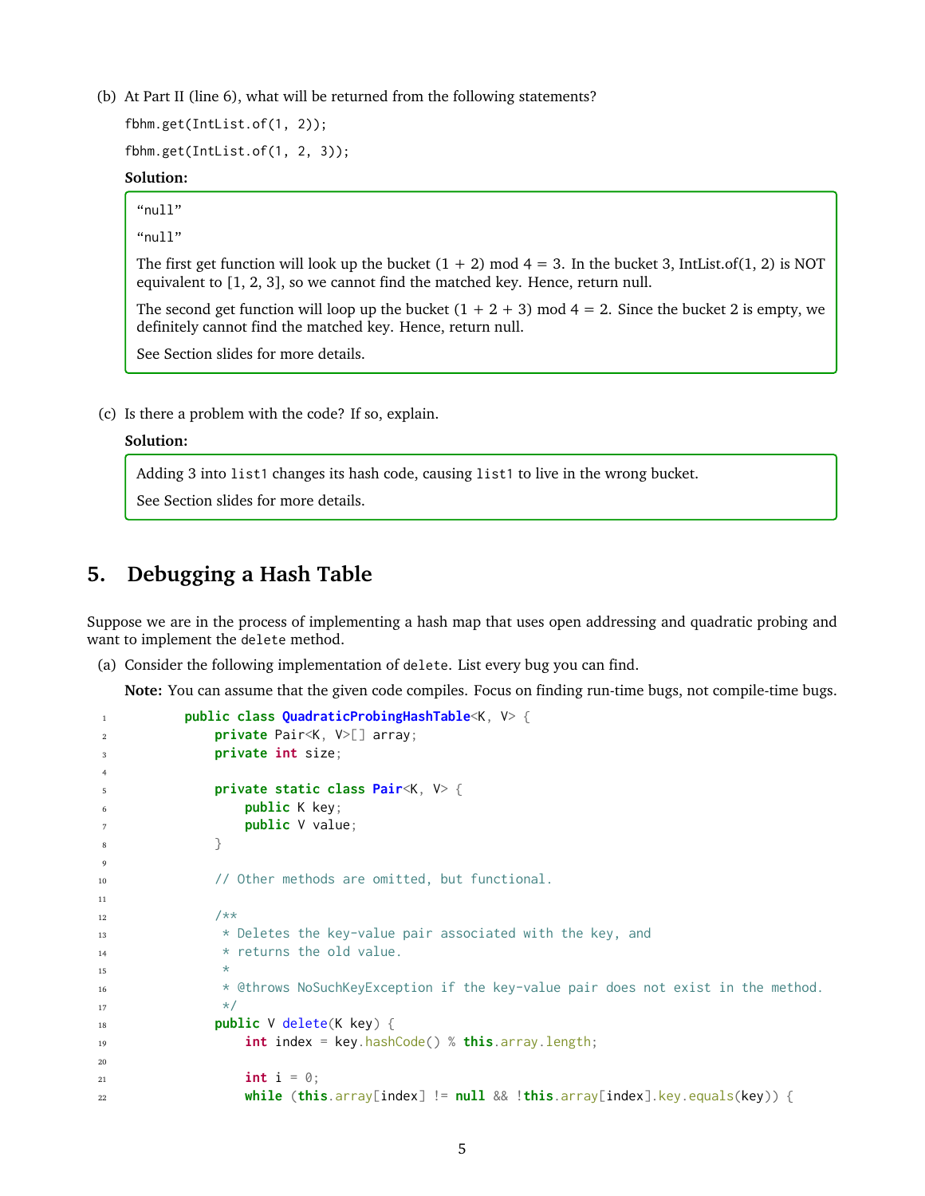(b) At Part II (line 6), what will be returned from the following statements?

```
fbhm.get(IntList.of(1, 2));
fbhm.get(IntList.of(1, 2, 3));
```

**Solution:**

"null"

"null"

The first get function will look up the bucket (1 + 2) mod 4 = 3. In the bucket 3, IntList.of(1, 2) is NOT equivalent to [1, 2, 3], so we cannot find the matched key. Hence, return null.

The second get function will loop up the bucket (1 + 2 + 3) mod 4 = 2. Since the bucket 2 is empty, we definitely cannot find the matched key. Hence, return null.

See Section slides for more details.

(c) Is there a problem with the code? If so, explain.

**Solution:**

Adding 3 into `list1` changes its hash code, causing `list1` to live in the wrong bucket.

See Section slides for more details.

## 5. Debugging a Hash Table

Suppose we are in the process of implementing a hash map that uses open addressing and quadratic probing and want to implement the `delete` method.

(a) Consider the following implementation of `delete`. List every bug you can find.

**Note:** You can assume that the given code compiles. Focus on finding run-time bugs, not compile-time bugs.

```java
public class QuadraticProbingHashTable<K, V> {
    private Pair<K, V>[] array;
    private int size;

    private static class Pair<K, V> {
        public K key;
        public V value;
    }

    // Other methods are omitted, but functional.

    /**
     * Deletes the key-value pair associated with the key, and
     * returns the old value.
     *
     * @throws NoSuchKeyException if the key-value pair does not exist in the method.
     */
    public V delete(K key) {
        int index = key.hashCode() % this.array.length;

        int i = 0;
        while (this.array[index] != null && !this.array[index].key.equals(key)) {
```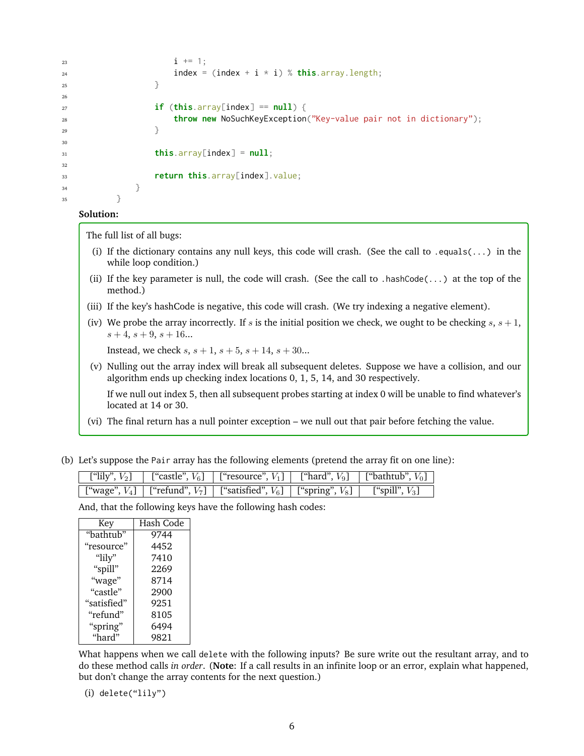```
23                      i += 1;
24                      index = (index + i * i) % this.array.length;
25                  }
26
27                  if (this.array[index] == null) {
28                      throw new NoSuchKeyException("Key-value pair not in dictionary");
29                  }
30
31                  this.array[index] = null;
32
33                  return this.array[index].value;
34              }
35          }
```

**Solution:**

The full list of all bugs:

(i) If the dictionary contains any null keys, this code will crash. (See the call to `.equals(...)` in the while loop condition.)

(ii) If the key parameter is null, the code will crash. (See the call to `.hashCode(...)` at the top of the method.)

(iii) If the key's hashCode is negative, this code will crash. (We try indexing a negative element).

(iv) We probe the array incorrectly. If $s$ is the initial position we check, we ought to be checking $s$, $s+1$, $s+4$, $s+9$, $s+16$...

Instead, we check $s$, $s+1$, $s+5$, $s+14$, $s+30$...

(v) Nulling out the array index will break all subsequent deletes. Suppose we have a collision, and our algorithm ends up checking index locations 0, 1, 5, 14, and 30 respectively.

If we null out index 5, then all subsequent probes starting at index 0 will be unable to find whatever's located at 14 or 30.

(vi) The final return has a null pointer exception – we null out that pair before fetching the value.

(b) Let's suppose the `Pair` array has the following elements (pretend the array fit on one line):

| ["lily", $V_2$] | ["castle", $V_6$] | ["resource", $V_1$] | ["hard", $V_9$] | ["bathtub", $V_0$] | ["wage", $V_4$] | ["refund", $V_7$] | ["satisfied", $V_6$] | ["spring", $V_8$] | ["spill", $V_3$] |
|---|---|---|---|---|---|---|---|---|---|

And, that the following keys have the following hash codes:

| Key | Hash Code |
|---|---|
| "bathtub" | 9744 |
| "resource" | 4452 |
| "lily" | 7410 |
| "spill" | 2269 |
| "wage" | 8714 |
| "castle" | 2900 |
| "satisfied" | 9251 |
| "refund" | 8105 |
| "spring" | 6494 |
| "hard" | 9821 |

What happens when we call `delete` with the following inputs? Be sure write out the resultant array, and to do these method calls *in order*. (**Note**: If a call results in an infinite loop or an error, explain what happened, but don't change the array contents for the next question.)

(i) `delete("lily")`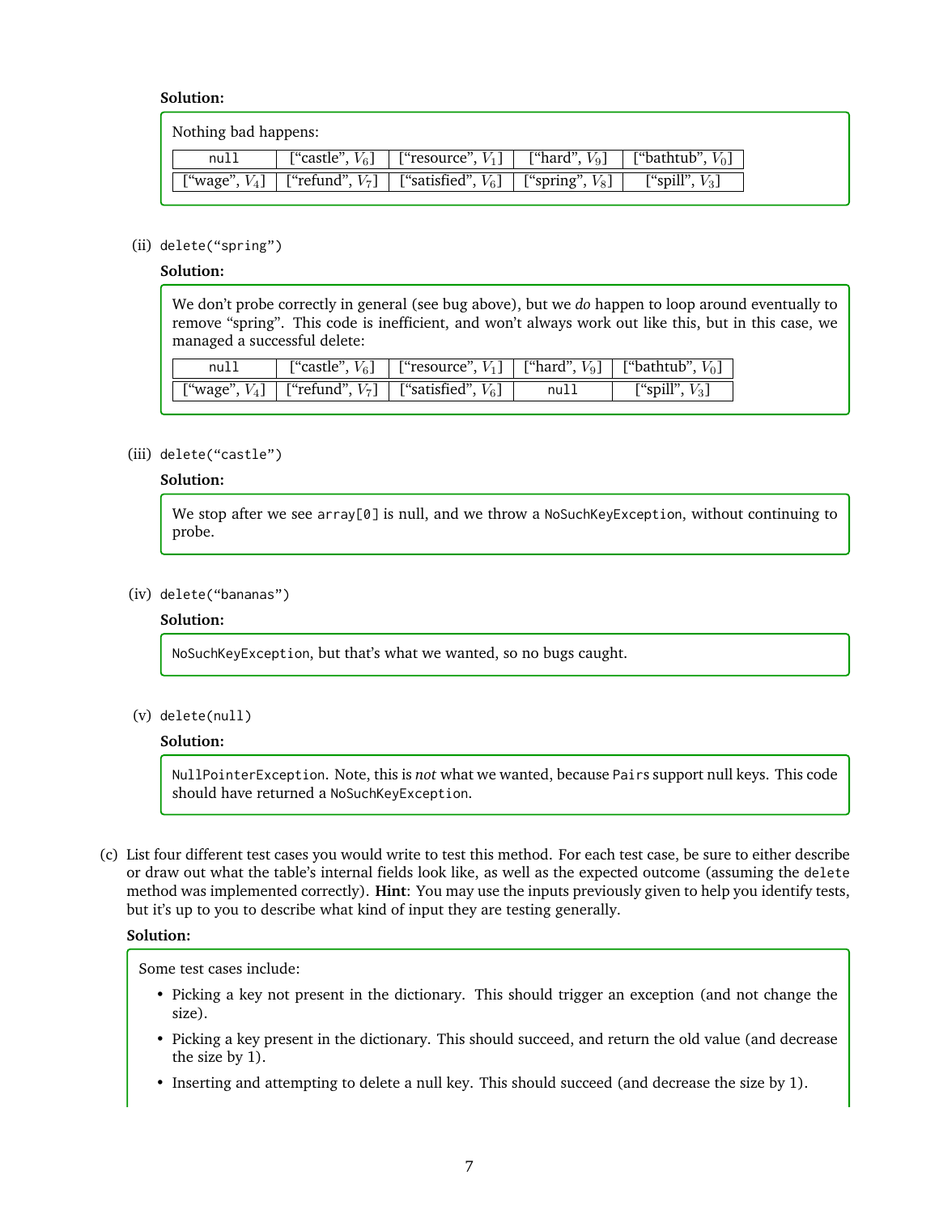**Solution:**

Nothing bad happens:

| | | | | |
|---|---|---|---|---|
| null | [“castle”, $V_6$] | [“resource”, $V_1$] | [“hard”, $V_9$] | [“bathtub”, $V_0$] |
| [“wage”, $V_4$] | [“refund”, $V_7$] | [“satisfied”, $V_6$] | [“spring”, $V_8$] | [“spill”, $V_3$] |

(ii) `delete(“spring”)`

**Solution:**

We don’t probe correctly in general (see bug above), but we *do* happen to loop around eventually to remove “spring”. This code is inefficient, and won’t always work out like this, but in this case, we managed a successful delete:

| | | | | |
|---|---|---|---|---|
| null | [“castle”, $V_6$] | [“resource”, $V_1$] | [“hard”, $V_9$] | [“bathtub”, $V_0$] |
| [“wage”, $V_4$] | [“refund”, $V_7$] | [“satisfied”, $V_6$] | null | [“spill”, $V_3$] |

(iii) `delete(“castle”)`

**Solution:**

We stop after we see `array[0]` is null, and we throw a `NoSuchKeyException`, without continuing to probe.

(iv) `delete(“bananas”)`

**Solution:**

`NoSuchKeyException`, but that’s what we wanted, so no bugs caught.

(v) `delete(null)`

**Solution:**

`NullPointerException`. Note, this is *not* what we wanted, because `Pairs` support null keys. This code should have returned a `NoSuchKeyException`.

(c) List four different test cases you would write to test this method. For each test case, be sure to either describe or draw out what the table’s internal fields look like, as well as the expected outcome (assuming the `delete` method was implemented correctly). **Hint**: You may use the inputs previously given to help you identify tests, but it’s up to you to describe what kind of input they are testing generally.

**Solution:**

Some test cases include:

- Picking a key not present in the dictionary. This should trigger an exception (and not change the size).
- Picking a key present in the dictionary. This should succeed, and return the old value (and decrease the size by 1).
- Inserting and attempting to delete a null key. This should succeed (and decrease the size by 1).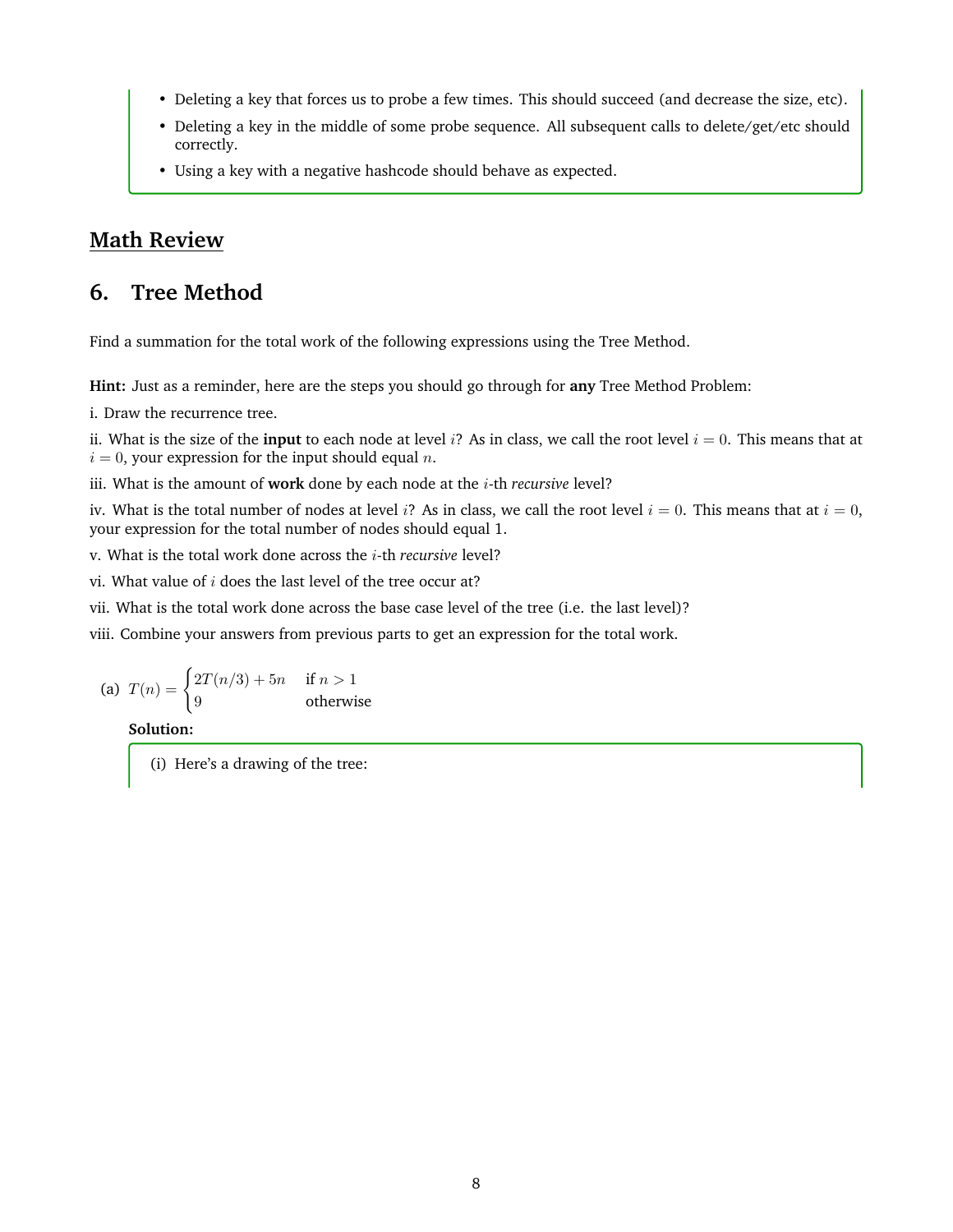- Deleting a key that forces us to probe a few times. This should succeed (and decrease the size, etc).
- Deleting a key in the middle of some probe sequence. All subsequent calls to delete/get/etc should correctly.
- Using a key with a negative hashcode should behave as expected.

## Math Review

## 6. Tree Method

Find a summation for the total work of the following expressions using the Tree Method.

**Hint:** Just as a reminder, here are the steps you should go through for **any** Tree Method Problem:

i. Draw the recurrence tree.

ii. What is the size of the **input** to each node at level $i$? As in class, we call the root level $i = 0$. This means that at $i = 0$, your expression for the input should equal $n$.

iii. What is the amount of **work** done by each node at the $i$-th *recursive* level?

iv. What is the total number of nodes at level $i$? As in class, we call the root level $i = 0$. This means that at $i = 0$, your expression for the total number of nodes should equal 1.

v. What is the total work done across the $i$-th *recursive* level?

vi. What value of $i$ does the last level of the tree occur at?

vii. What is the total work done across the base case level of the tree (i.e. the last level)?

viii. Combine your answers from previous parts to get an expression for the total work.

(a) $T(n) = \begin{cases} 2T(n/3) + 5n & \text{if } n > 1 \\ 9 & \text{otherwise} \end{cases}$

**Solution:**

(i) Here's a drawing of the tree: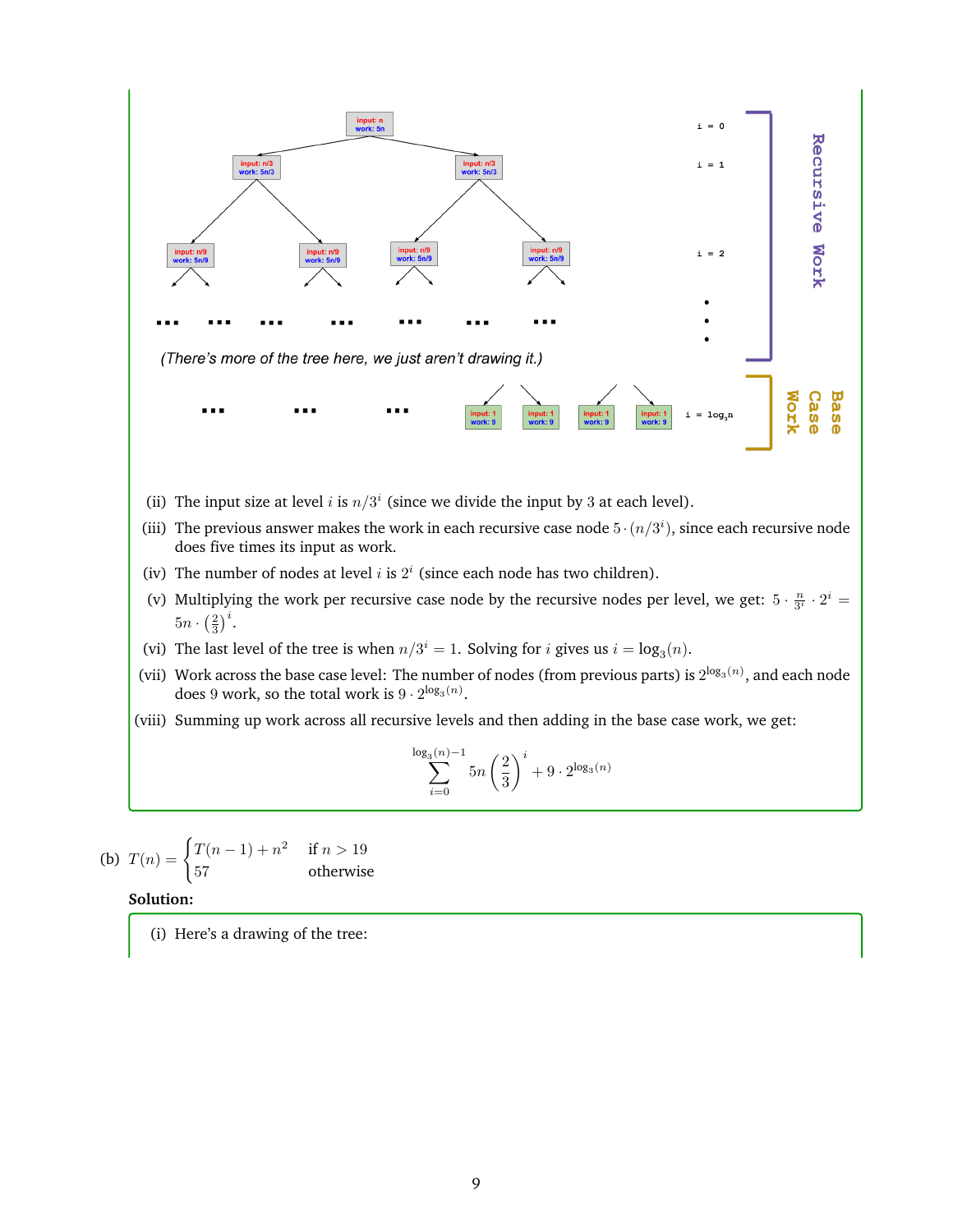(There's more of the tree here, we just aren't drawing it.)

(ii) The input size at level $i$ is $n/3^i$ (since we divide the input by 3 at each level).

(iii) The previous answer makes the work in each recursive case node $5 \cdot (n/3^i)$, since each recursive node does five times its input as work.

(iv) The number of nodes at level $i$ is $2^i$ (since each node has two children).

(v) Multiplying the work per recursive case node by the recursive nodes per level, we get: $5 \cdot \frac{n}{3^i} \cdot 2^i = 5n \cdot \left(\frac{2}{3}\right)^i$.

(vi) The last level of the tree is when $n/3^i = 1$. Solving for $i$ gives us $i = \log_3(n)$.

(vii) Work across the base case level: The number of nodes (from previous parts) is $2^{\log_3(n)}$, and each node does 9 work, so the total work is $9 \cdot 2^{\log_3(n)}$.

(viii) Summing up work across all recursive levels and then adding in the base case work, we get:

$$\sum_{i=0}^{\log_3(n)-1} 5n \left(\frac{2}{3}\right)^i + 9 \cdot 2^{\log_3(n)}$$

(b) $T(n) = \begin{cases} T(n-1) + n^2 & \text{if } n > 19 \\ 57 & \text{otherwise} \end{cases}$

**Solution:**

(i) Here's a drawing of the tree: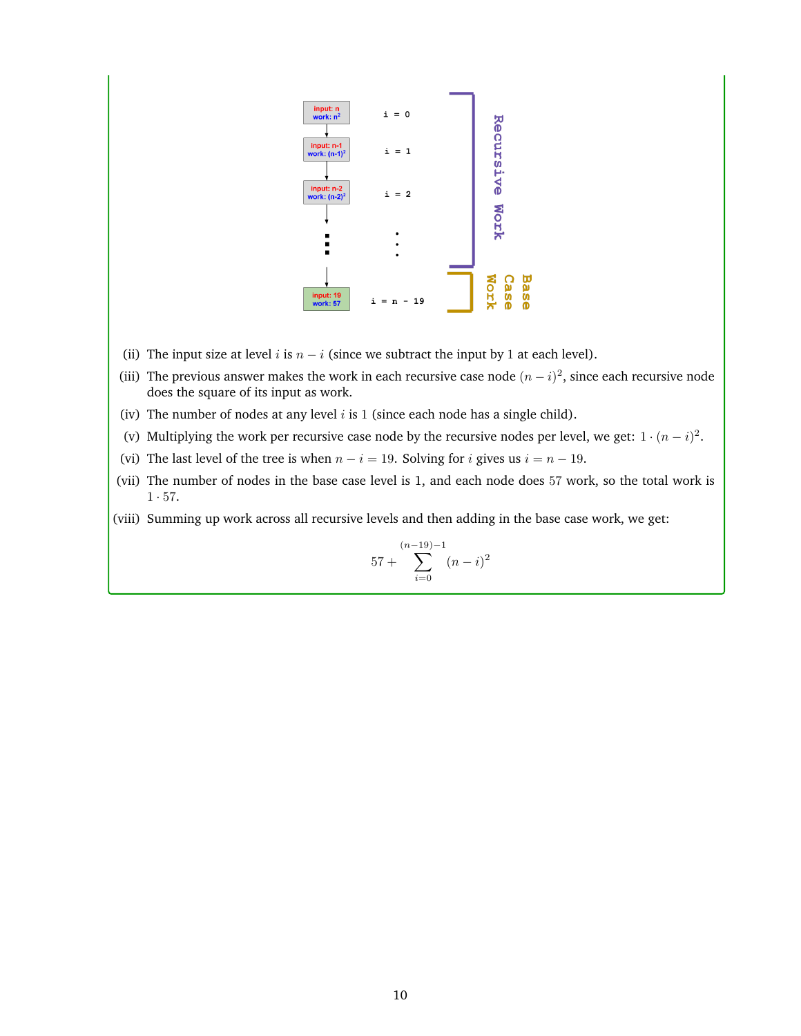(ii) The input size at level $i$ is $n - i$ (since we subtract the input by 1 at each level).

(iii) The previous answer makes the work in each recursive case node $(n - i)^2$, since each recursive node does the square of its input as work.

(iv) The number of nodes at any level $i$ is 1 (since each node has a single child).

(v) Multiplying the work per recursive case node by the recursive nodes per level, we get: $1 \cdot (n - i)^2$.

(vi) The last level of the tree is when $n - i = 19$. Solving for $i$ gives us $i = n - 19$.

(vii) The number of nodes in the base case level is 1, and each node does 57 work, so the total work is $1 \cdot 57$.

(viii) Summing up work across all recursive levels and then adding in the base case work, we get:

$$57 + \sum_{i=0}^{(n-19)-1} (n - i)^2$$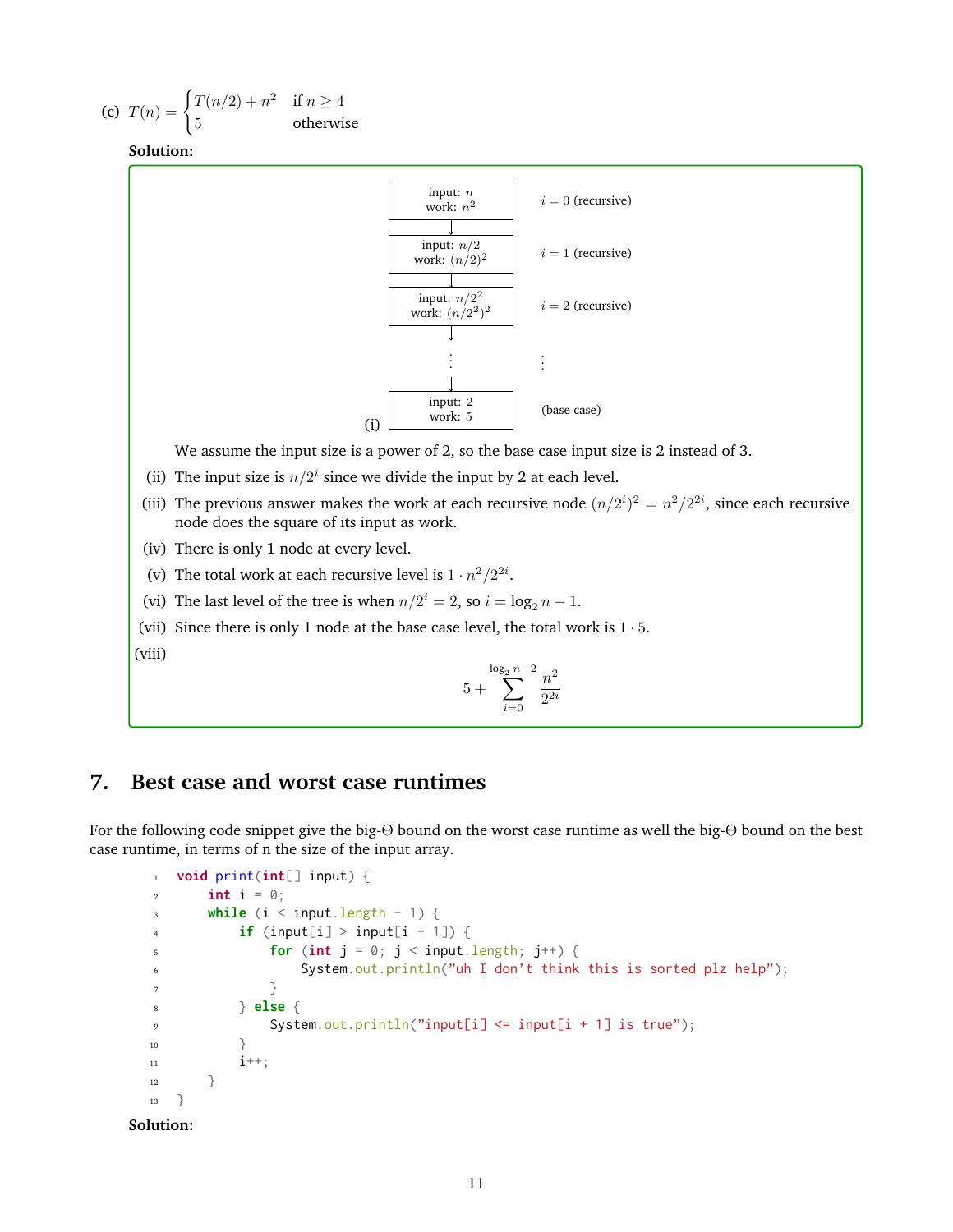(c) $T(n) = \begin{cases} T(n/2) + n^2 & \text{if } n \geq 4 \\ 5 & \text{otherwise} \end{cases}$

**Solution:**

(i)

| Node | Level |
|---|---|
| input: $n$<br>work: $n^2$ | $i = 0$ (recursive) |
| input: $n/2$<br>work: $(n/2)^2$ | $i = 1$ (recursive) |
| input: $n/2^2$<br>work: $(n/2^2)^2$ | $i = 2$ (recursive) |
| $\vdots$ | $\vdots$ |
| input: 2<br>work: 5 | (base case) |

We assume the input size is a power of 2, so the base case input size is 2 instead of 3.

(ii) The input size is $n/2^i$ since we divide the input by 2 at each level.

(iii) The previous answer makes the work at each recursive node $(n/2^i)^2 = n^2/2^{2i}$, since each recursive node does the square of its input as work.

(iv) There is only 1 node at every level.

(v) The total work at each recursive level is $1 \cdot n^2/2^{2i}$.

(vi) The last level of the tree is when $n/2^i = 2$, so $i = \log_2 n - 1$.

(vii) Since there is only 1 node at the base case level, the total work is $1 \cdot 5$.

(viii)

$$5 + \sum_{i=0}^{\log_2 n - 2} \frac{n^2}{2^{2i}}$$

## 7. Best case and worst case runtimes

For the following code snippet give the big-$\Theta$ bound on the worst case runtime as well the big-$\Theta$ bound on the best case runtime, in terms of n the size of the input array.

```java
void print(int[] input) {
    int i = 0;
    while (i < input.length - 1) {
        if (input[i] > input[i + 1]) {
            for (int j = 0; j < input.length; j++) {
                System.out.println("uh I don't think this is sorted plz help");
            }
        } else {
            System.out.println("input[i] <= input[i + 1] is true");
        }
        i++;
    }
}
```

**Solution:**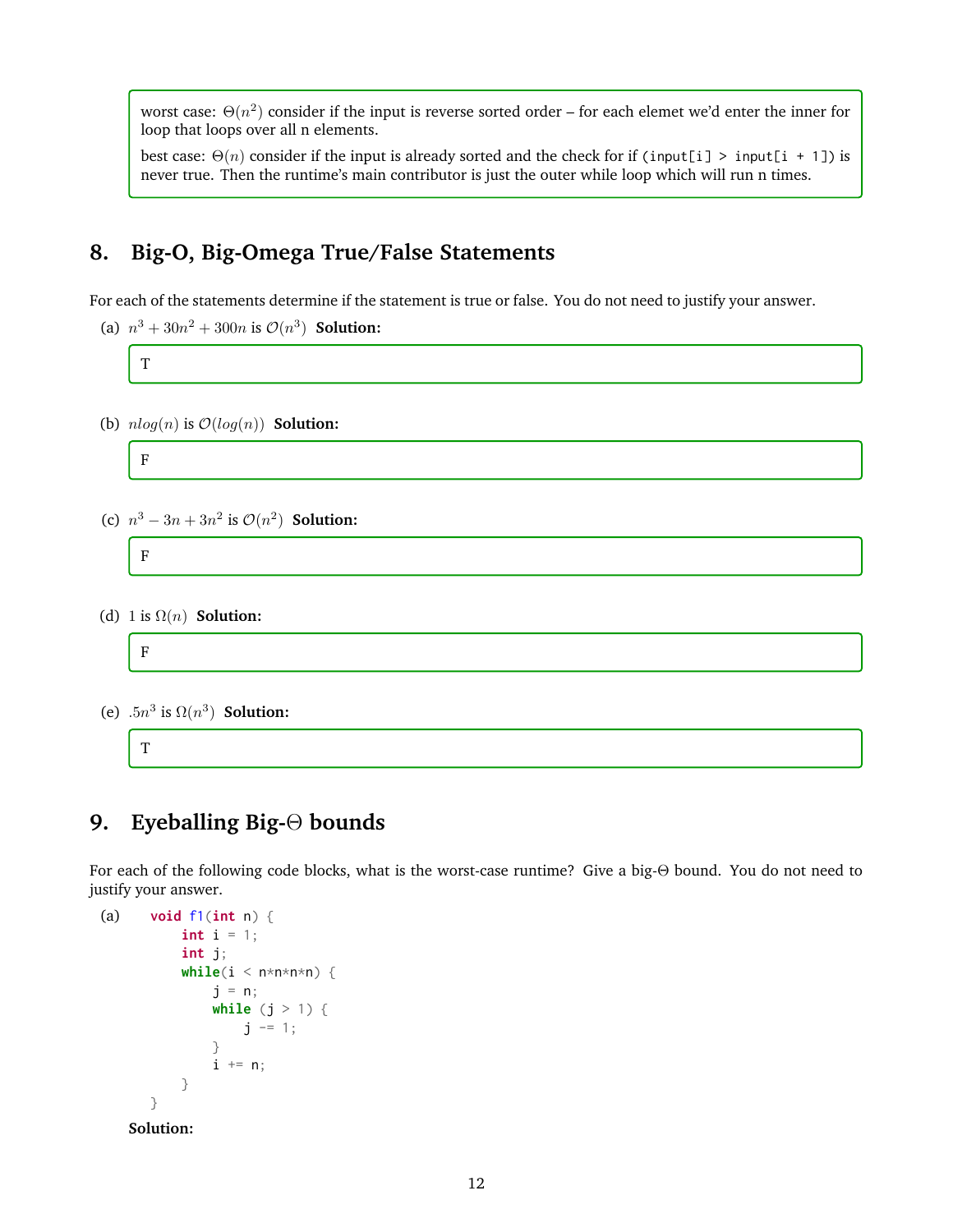worst case: $\Theta(n^2)$ consider if the input is reverse sorted order – for each elemet we'd enter the inner for loop that loops over all n elements.

best case: $\Theta(n)$ consider if the input is already sorted and the check for if `(input[i] > input[i + 1])` is never true. Then the runtime's main contributor is just the outer while loop which will run n times.

## 8. Big-O, Big-Omega True/False Statements

For each of the statements determine if the statement is true or false. You do not need to justify your answer.

(a) $n^3 + 30n^2 + 300n$ is $\mathcal{O}(n^3)$ **Solution:**

T

(b) $nlog(n)$ is $\mathcal{O}(log(n))$ **Solution:**

F

(c) $n^3 - 3n + 3n^2$ is $\mathcal{O}(n^2)$ **Solution:**

F

(d) $1$ is $\Omega(n)$ **Solution:**

F

(e) $.5n^3$ is $\Omega(n^3)$ **Solution:**

T

## 9. Eyeballing Big-$\Theta$ bounds

For each of the following code blocks, what is the worst-case runtime? Give a big-$\Theta$ bound. You do not need to justify your answer.

(a)
```
void f1(int n) {
    int i = 1;
    int j;
    while(i < n*n*n*n) {
        j = n;
        while (j > 1) {
            j -= 1;
        }
        i += n;
    }
}
```

**Solution:**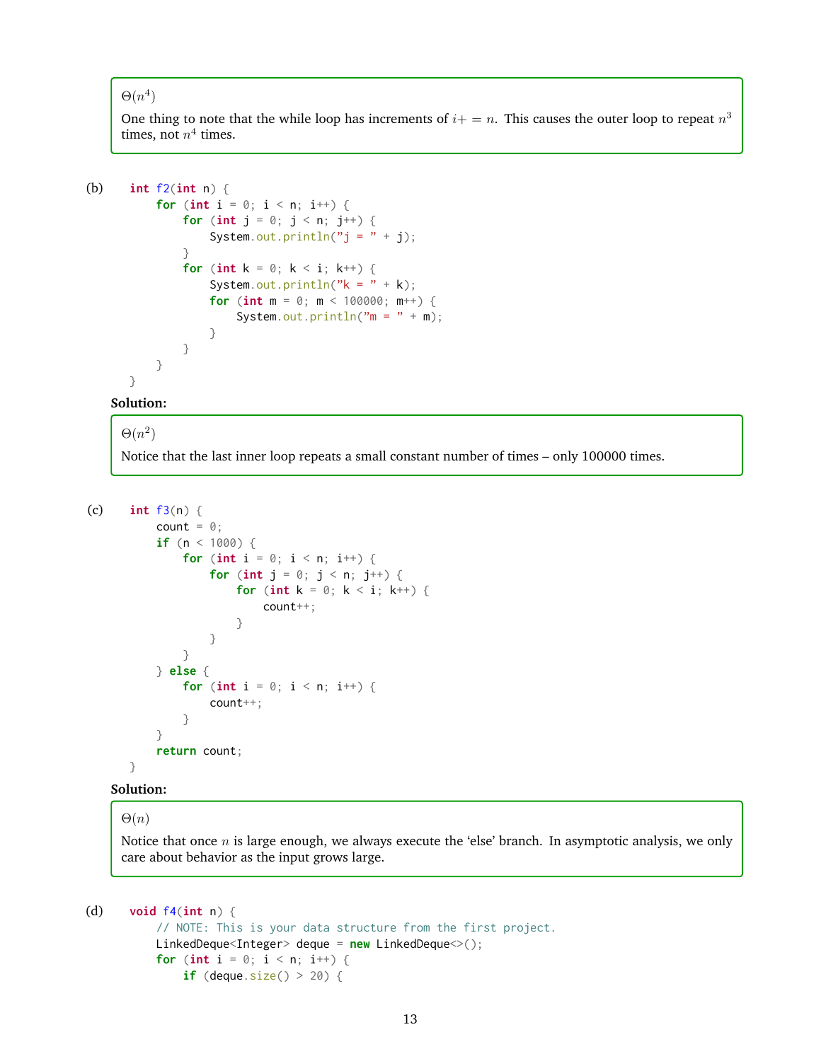> $\Theta(n^4)$
>
> One thing to note that the while loop has increments of $i += n$. This causes the outer loop to repeat $n^3$ times, not $n^4$ times.

(b)

```java
int f2(int n) {
    for (int i = 0; i < n; i++) {
        for (int j = 0; j < n; j++) {
            System.out.println("j = " + j);
        }
        for (int k = 0; k < i; k++) {
            System.out.println("k = " + k);
            for (int m = 0; m < 100000; m++) {
                System.out.println("m = " + m);
            }
        }
    }
}
```

**Solution:**

> $\Theta(n^2)$
>
> Notice that the last inner loop repeats a small constant number of times – only 100000 times.

(c)

```java
int f3(n) {
    count = 0;
    if (n < 1000) {
        for (int i = 0; i < n; i++) {
            for (int j = 0; j < n; j++) {
                for (int k = 0; k < i; k++) {
                    count++;
                }
            }
        }
    } else {
        for (int i = 0; i < n; i++) {
            count++;
        }
    }
    return count;
}
```

**Solution:**

> $\Theta(n)$
>
> Notice that once $n$ is large enough, we always execute the 'else' branch. In asymptotic analysis, we only care about behavior as the input grows large.

(d)

```java
void f4(int n) {
    // NOTE: This is your data structure from the first project.
    LinkedDeque<Integer> deque = new LinkedDeque<>();
    for (int i = 0; i < n; i++) {
        if (deque.size() > 20) {
```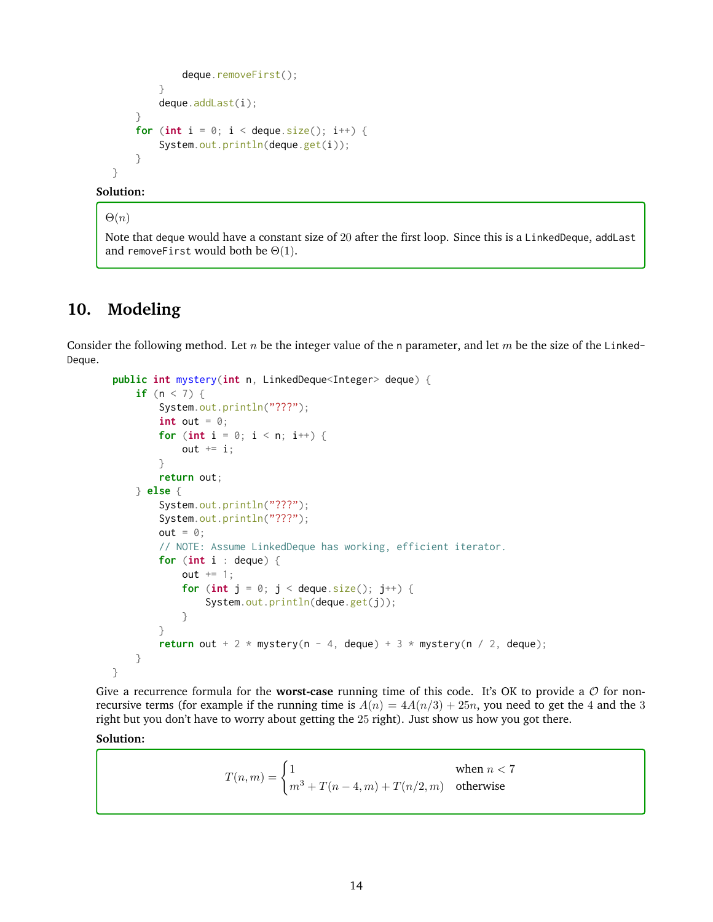```
            deque.removeFirst();
        }
        deque.addLast(i);
    }
    for (int i = 0; i < deque.size(); i++) {
        System.out.println(deque.get(i));
    }
}
```

**Solution:**

$\Theta(n)$

Note that deque would have a constant size of 20 after the first loop. Since this is a LinkedDeque, addLast and removeFirst would both be $\Theta(1)$.

## 10. Modeling

Consider the following method. Let $n$ be the integer value of the n parameter, and let $m$ be the size of the LinkedDeque.

```java
public int mystery(int n, LinkedDeque<Integer> deque) {
    if (n < 7) {
        System.out.println("???");
        int out = 0;
        for (int i = 0; i < n; i++) {
            out += i;
        }
        return out;
    } else {
        System.out.println("???");
        System.out.println("???");
        out = 0;
        // NOTE: Assume LinkedDeque has working, efficient iterator.
        for (int i : deque) {
            out += 1;
            for (int j = 0; j < deque.size(); j++) {
                System.out.println(deque.get(j));
            }
        }
        return out + 2 * mystery(n - 4, deque) + 3 * mystery(n / 2, deque);
    }
}
```

Give a recurrence formula for the **worst-case** running time of this code. It's OK to provide a $\mathcal{O}$ for non-recursive terms (for example if the running time is $A(n) = 4A(n/3) + 25n$, you need to get the 4 and the 3 right but you don't have to worry about getting the 25 right). Just show us how you got there.

**Solution:**

$$T(n, m) = \begin{cases} 1 & \text{when } n < 7 \\ m^3 + T(n-4, m) + T(n/2, m) & \text{otherwise} \end{cases}$$